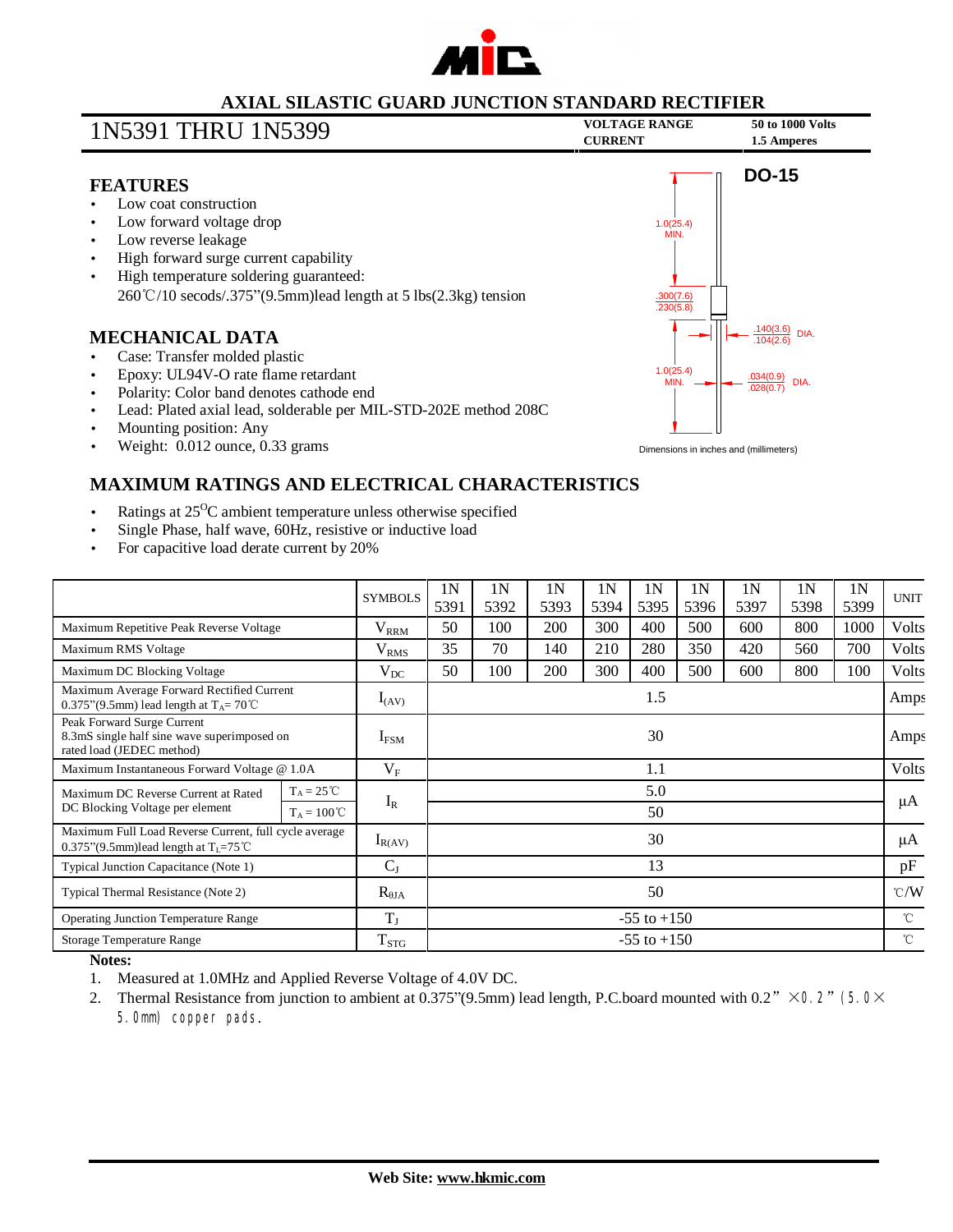# AXIAL SILASTIC GUARD JUNCTION STANDARD RECTIFIER

## 1N5391 THRU 1N5399

**VOLTAGE RANGE** 50 to 1000 Volts
**CURRENT** 1.5 Amperes

## FEATURES

- Low coat construction
- Low forward voltage drop
- Low reverse leakage
- High forward surge current capability
- High temperature soldering guaranteed:
  260℃/10 secods/.375"(9.5mm)lead length at 5 lbs(2.3kg) tension

**DO-15**

1.0(25.4) MIN.
.300(7.6) / .230(5.8)
.140(3.6) / .104(2.6) DIA.
1.0(25.4) MIN.
.034(0.9) / .028(0.7) DIA.

Dimensions in inches and (millimeters)

## MECHANICAL DATA

- Case: Transfer molded plastic
- Epoxy: UL94V-O rate flame retardant
- Polarity: Color band denotes cathode end
- Lead: Plated axial lead, solderable per MIL-STD-202E method 208C
- Mounting position: Any
- Weight: 0.012 ounce, 0.33 grams

## MAXIMUM RATINGS AND ELECTRICAL CHARACTERISTICS

- Ratings at 25$^{O}$C ambient temperature unless otherwise specified
- Single Phase, half wave, 60Hz, resistive or inductive load
- For capacitive load derate current by 20%

| | | SYMBOLS | 1N 5391 | 1N 5392 | 1N 5393 | 1N 5394 | 1N 5395 | 1N 5396 | 1N 5397 | 1N 5398 | 1N 5399 | UNIT |
|---|---|---|---|---|---|---|---|---|---|---|---|---|
| Maximum Repetitive Peak Reverse Voltage | | $V_{RRM}$ | 50 | 100 | 200 | 300 | 400 | 500 | 600 | 800 | 1000 | Volts |
| Maximum RMS Voltage | | $V_{RMS}$ | 35 | 70 | 140 | 210 | 280 | 350 | 420 | 560 | 700 | Volts |
| Maximum DC Blocking Voltage | | $V_{DC}$ | 50 | 100 | 200 | 300 | 400 | 500 | 600 | 800 | 100 | Volts |
| Maximum Average Forward Rectified Current 0.375"(9.5mm) lead length at $T_A$= 70℃ | | $I_{(AV)}$ | 1.5 | | | | | | | | | Amps |
| Peak Forward Surge Current 8.3mS single half sine wave superimposed on rated load (JEDEC method) | | $I_{FSM}$ | 30 | | | | | | | | | Amps |
| Maximum Instantaneous Forward Voltage @ 1.0A | | $V_F$ | 1.1 | | | | | | | | | Volts |
| Maximum DC Reverse Current at Rated DC Blocking Voltage per element | $T_A$ = 25℃ | $I_R$ | 5.0 | | | | | | | | | μA |
| | $T_A$ = 100℃ | | 50 | | | | | | | | | |
| Maximum Full Load Reverse Current, full cycle average 0.375"(9.5mm)lead length at $T_L$=75℃ | | $I_{R(AV)}$ | 30 | | | | | | | | | μA |
| Typical Junction Capacitance (Note 1) | | $C_J$ | 13 | | | | | | | | | pF |
| Typical Thermal Resistance (Note 2) | | $R_{\theta JA}$ | 50 | | | | | | | | | ℃/W |
| Operating Junction Temperature Range | | $T_J$ | -55 to +150 | | | | | | | | | ℃ |
| Storage Temperature Range | | $T_{STG}$ | -55 to +150 | | | | | | | | | ℃ |

**Notes:**

1. Measured at 1.0MHz and Applied Reverse Voltage of 4.0V DC.
2. Thermal Resistance from junction to ambient at 0.375"(9.5mm) lead length, P.C.board mounted with 0.2"×0.2"(5.0×5.0mm) copper pads.

**Web Site: www.hkmic.com**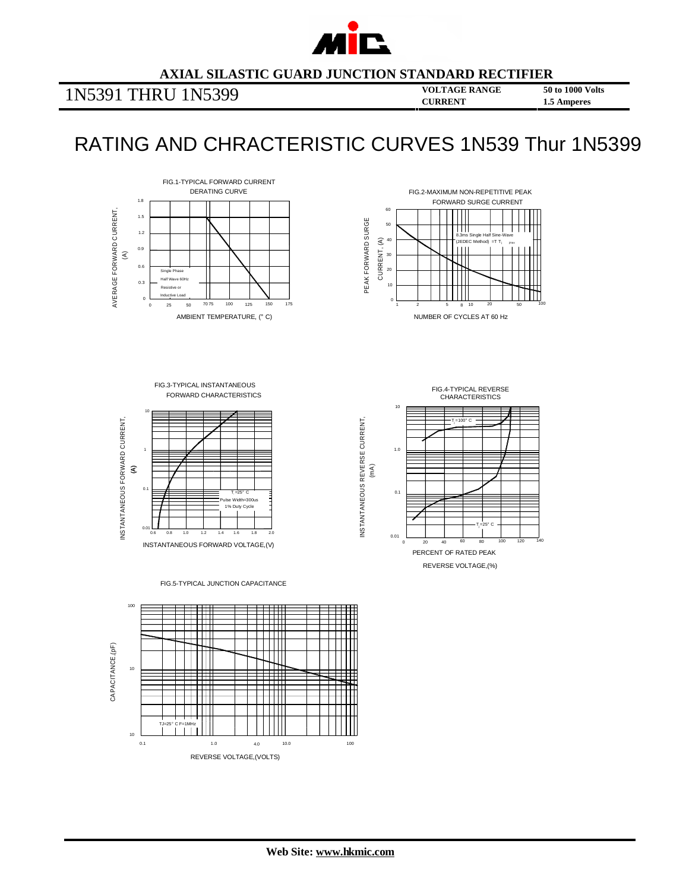# AXIAL SILASTIC GUARD JUNCTION STANDARD RECTIFIER

1N5391 THRU 1N5399

| | |
|---|---|
| VOLTAGE RANGE | 50 to 1000 Volts |
| CURRENT | 1.5 Amperes |

# RATING AND CHRACTERISTIC CURVES 1N539 Thur 1N5399

FIG.1-TYPICAL FORWARD CURRENT DERATING CURVE

AVERAGE FORWARD CURRENT, (A)

1.8
1.5
1.2
0.9
0.6
0.3
0

Single Phase
Half Wave 60Hz
Resistive or
Inductive Load

0 25 50 70 75 100 125 150 175

AMBIENT TEMPERATURE, (° C)

FIG.2-MAXIMUM NON-REPETITIVE PEAK FORWARD SURGE CURRENT

PEAK FORWARD SURGE CURRENT, (A)

60
50
40
30
20
10
0

8.3ms Single Half Sine-Wave
(JEDEC Method) =T T$_{j max}$

1 2 5 8 10 20 50 100

NUMBER OF CYCLES AT 60 Hz

FIG.3-TYPICAL INSTANTANEOUS FORWARD CHARACTERISTICS

INSTANTANEOUS FORWARD CURRENT, (A)

10
1
0.1
0.01

$T_j$=25° C
Pulse Width=300us
1% Duty Cycle

0.6 0.8 1.0 1.2 1.4 1.6 1.8 2.0

INSTANTANEOUS FORWARD VOLTAGE,(V)

FIG.4-TYPICAL REVERSE CHARACTERISTICS

INSTANTANEOUS REVERSE CURRENT, (mA)

10
1.0
0.1
0.01

$T_j$=100° C

$T_j$=25° C

0 20 40 60 80 100 120 140

PERCENT OF RATED PEAK REVERSE VOLTAGE,(%)

FIG.5-TYPICAL JUNCTION CAPACITANCE

CAPACITANCE,(pF)

100
10
10

TJ=25° C F=1MHz

0.1 1.0 4.0 10.0 100

REVERSE VOLTAGE,(VOLTS)

**Web Site: www.hkmic.com**